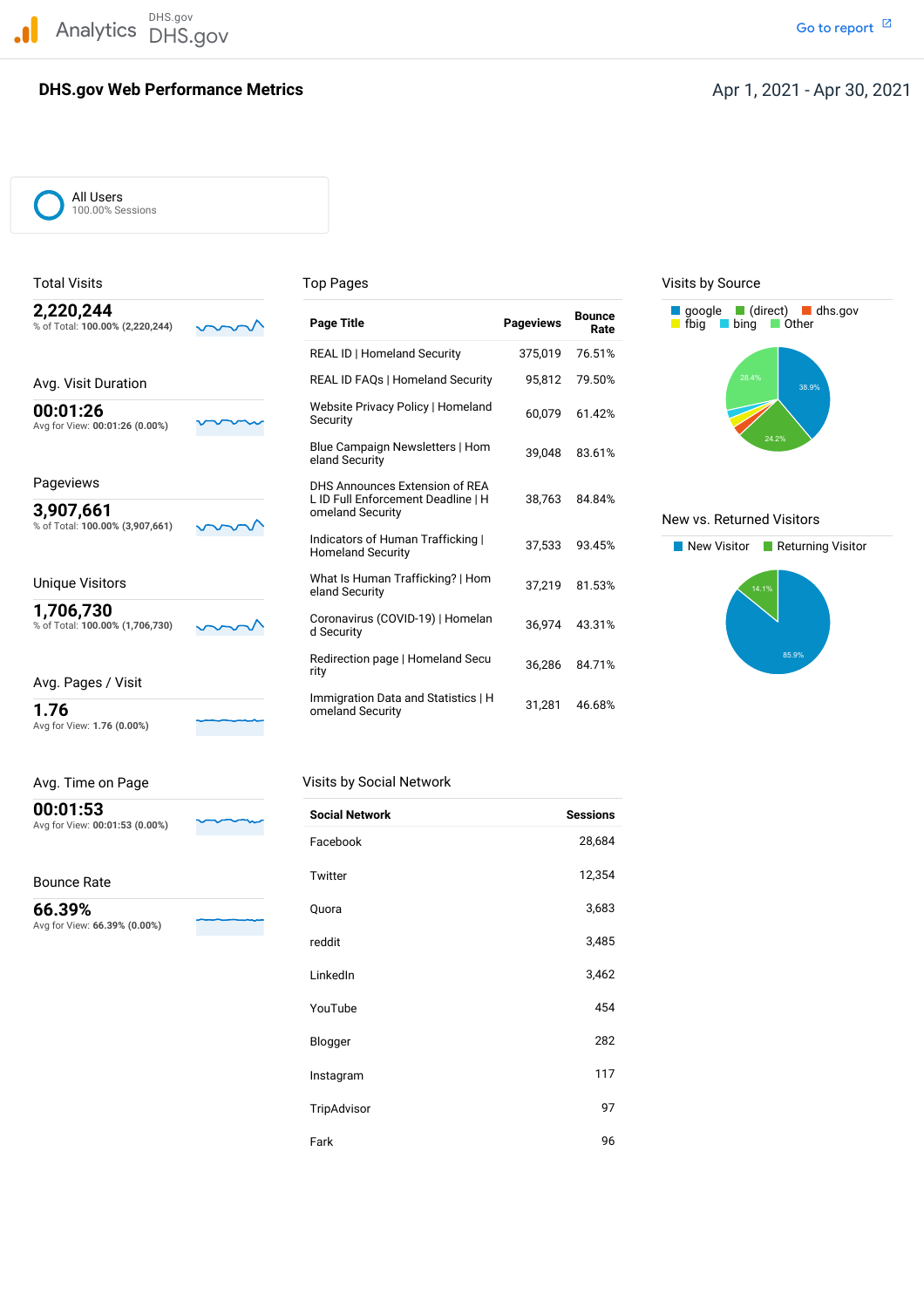Analytics DHS.gov DHS.gov

Go to report

# DHS.gov Web Performance Metrics

Apr 1, 2021 - Apr 30, 2021

All Users
100.00% Sessions

## Total Visits

**2,220,244**
% of Total: **100.00% (2,220,244)**

## Avg. Visit Duration

**00:01:26**
Avg for View: **00:01:26 (0.00%)**

## Pageviews

**3,907,661**
% of Total: **100.00% (3,907,661)**

## Unique Visitors

**1,706,730**
% of Total: **100.00% (1,706,730)**

## Avg. Pages / Visit

**1.76**
Avg for View: **1.76 (0.00%)**

## Avg. Time on Page

**00:01:53**
Avg for View: **00:01:53 (0.00%)**

## Bounce Rate

**66.39%**
Avg for View: **66.39% (0.00%)**

## Top Pages

| Page Title | Pageviews | Bounce Rate |
|---|---|---|
| REAL ID \| Homeland Security | 375,019 | 76.51% |
| REAL ID FAQs \| Homeland Security | 95,812 | 79.50% |
| Website Privacy Policy \| Homeland Security | 60,079 | 61.42% |
| Blue Campaign Newsletters \| Homeland Security | 39,048 | 83.61% |
| DHS Announces Extension of REAL ID Full Enforcement Deadline \| Homeland Security | 38,763 | 84.84% |
| Indicators of Human Trafficking \| Homeland Security | 37,533 | 93.45% |
| What Is Human Trafficking? \| Homeland Security | 37,219 | 81.53% |
| Coronavirus (COVID-19) \| Homeland Security | 36,974 | 43.31% |
| Redirection page \| Homeland Security | 36,286 | 84.71% |
| Immigration Data and Statistics \| Homeland Security | 31,281 | 46.68% |

## Visits by Social Network

| Social Network | Sessions |
|---|---|
| Facebook | 28,684 |
| Twitter | 12,354 |
| Quora | 3,683 |
| reddit | 3,485 |
| LinkedIn | 3,462 |
| YouTube | 454 |
| Blogger | 282 |
| Instagram | 117 |
| TripAdvisor | 97 |
| Fark | 96 |

## Visits by Source

google, (direct), dhs.gov, fbig, bing, Other

38.9% | 24.2% | 28.4%

## New vs. Returned Visitors

New Visitor, Returning Visitor

85.9% | 14.1%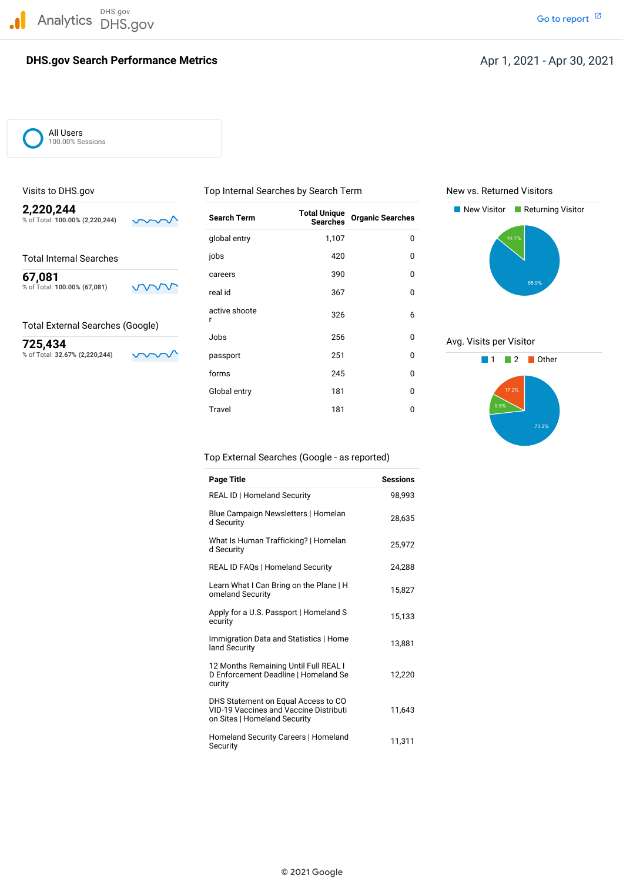Analytics DHS.gov DHS.gov

Go to report

# DHS.gov Search Performance Metrics

Apr 1, 2021 - Apr 30, 2021

All Users
100.00% Sessions

## Visits to DHS.gov

**2,220,244**
% of Total: **100.00% (2,220,244)**

## Total Internal Searches

**67,081**
% of Total: **100.00% (67,081)**

## Total External Searches (Google)

**725,434**
% of Total: **32.67% (2,220,244)**

## Top Internal Searches by Search Term

| Search Term | Total Unique Searches | Organic Searches |
|---|---|---|
| global entry | 1,107 | 0 |
| jobs | 420 | 0 |
| careers | 390 | 0 |
| real id | 367 | 0 |
| active shooter | 326 | 6 |
| Jobs | 256 | 0 |
| passport | 251 | 0 |
| forms | 245 | 0 |
| Global entry | 181 | 0 |
| Travel | 181 | 0 |

## New vs. Returned Visitors

New Visitor: 85.9%
Returning Visitor: 14.1%

## Avg. Visits per Visitor

1: 73.2%
2: 9.5%
Other: 17.2%

## Top External Searches (Google - as reported)

| Page Title | Sessions |
|---|---|
| REAL ID \| Homeland Security | 98,993 |
| Blue Campaign Newsletters \| Homeland Security | 28,635 |
| What Is Human Trafficking? \| Homeland Security | 25,972 |
| REAL ID FAQs \| Homeland Security | 24,288 |
| Learn What I Can Bring on the Plane \| Homeland Security | 15,827 |
| Apply for a U.S. Passport \| Homeland Security | 15,133 |
| Immigration Data and Statistics \| Homeland Security | 13,881 |
| 12 Months Remaining Until Full REAL ID Enforcement Deadline \| Homeland Security | 12,220 |
| DHS Statement on Equal Access to COVID-19 Vaccines and Vaccine Distribution Sites \| Homeland Security | 11,643 |
| Homeland Security Careers \| Homeland Security | 11,311 |

© 2021 Google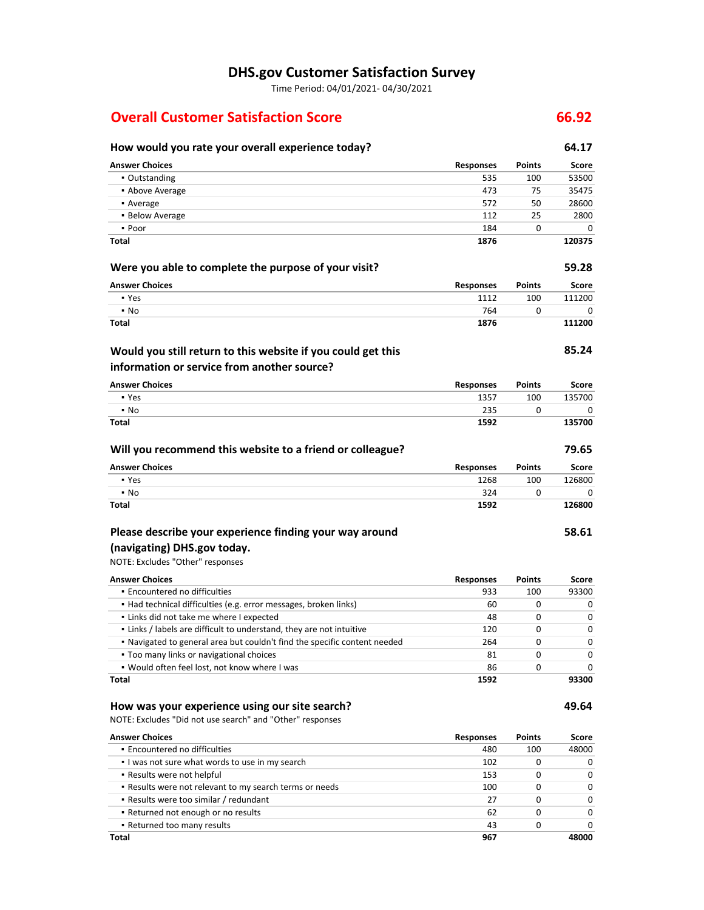# DHS.gov Customer Satisfaction Survey

Time Period: 04/01/2021- 04/30/2021

## Overall Customer Satisfaction Score — 66.92

### How would you rate your overall experience today? — 64.17

| Answer Choices | Responses | Points | Score |
|---|---|---|---|
| ▪ Outstanding | 535 | 100 | 53500 |
| ▪ Above Average | 473 | 75 | 35475 |
| ▪ Average | 572 | 50 | 28600 |
| ▪ Below Average | 112 | 25 | 2800 |
| ▪ Poor | 184 | 0 | 0 |
| **Total** | **1876** | | **120375** |

### Were you able to complete the purpose of your visit? — 59.28

| Answer Choices | Responses | Points | Score |
|---|---|---|---|
| ▪ Yes | 1112 | 100 | 111200 |
| ▪ No | 764 | 0 | 0 |
| **Total** | **1876** | | **111200** |

### Would you still return to this website if you could get this information or service from another source? — 85.24

| Answer Choices | Responses | Points | Score |
|---|---|---|---|
| ▪ Yes | 1357 | 100 | 135700 |
| ▪ No | 235 | 0 | 0 |
| **Total** | **1592** | | **135700** |

### Will you recommend this website to a friend or colleague? — 79.65

| Answer Choices | Responses | Points | Score |
|---|---|---|---|
| ▪ Yes | 1268 | 100 | 126800 |
| ▪ No | 324 | 0 | 0 |
| **Total** | **1592** | | **126800** |

### Please describe your experience finding your way around (navigating) DHS.gov today. — 58.61

NOTE: Excludes "Other" responses

| Answer Choices | Responses | Points | Score |
|---|---|---|---|
| ▪ Encountered no difficulties | 933 | 100 | 93300 |
| ▪ Had technical difficulties (e.g. error messages, broken links) | 60 | 0 | 0 |
| ▪ Links did not take me where I expected | 48 | 0 | 0 |
| ▪ Links / labels are difficult to understand, they are not intuitive | 120 | 0 | 0 |
| ▪ Navigated to general area but couldn't find the specific content needed | 264 | 0 | 0 |
| ▪ Too many links or navigational choices | 81 | 0 | 0 |
| ▪ Would often feel lost, not know where I was | 86 | 0 | 0 |
| **Total** | **1592** | | **93300** |

### How was your experience using our site search? — 49.64

NOTE: Excludes "Did not use search" and "Other" responses

| Answer Choices | Responses | Points | Score |
|---|---|---|---|
| ▪ Encountered no difficulties | 480 | 100 | 48000 |
| ▪ I was not sure what words to use in my search | 102 | 0 | 0 |
| ▪ Results were not helpful | 153 | 0 | 0 |
| ▪ Results were not relevant to my search terms or needs | 100 | 0 | 0 |
| ▪ Results were too similar / redundant | 27 | 0 | 0 |
| ▪ Returned not enough or no results | 62 | 0 | 0 |
| ▪ Returned too many results | 43 | 0 | 0 |
| **Total** | **967** | | **48000** |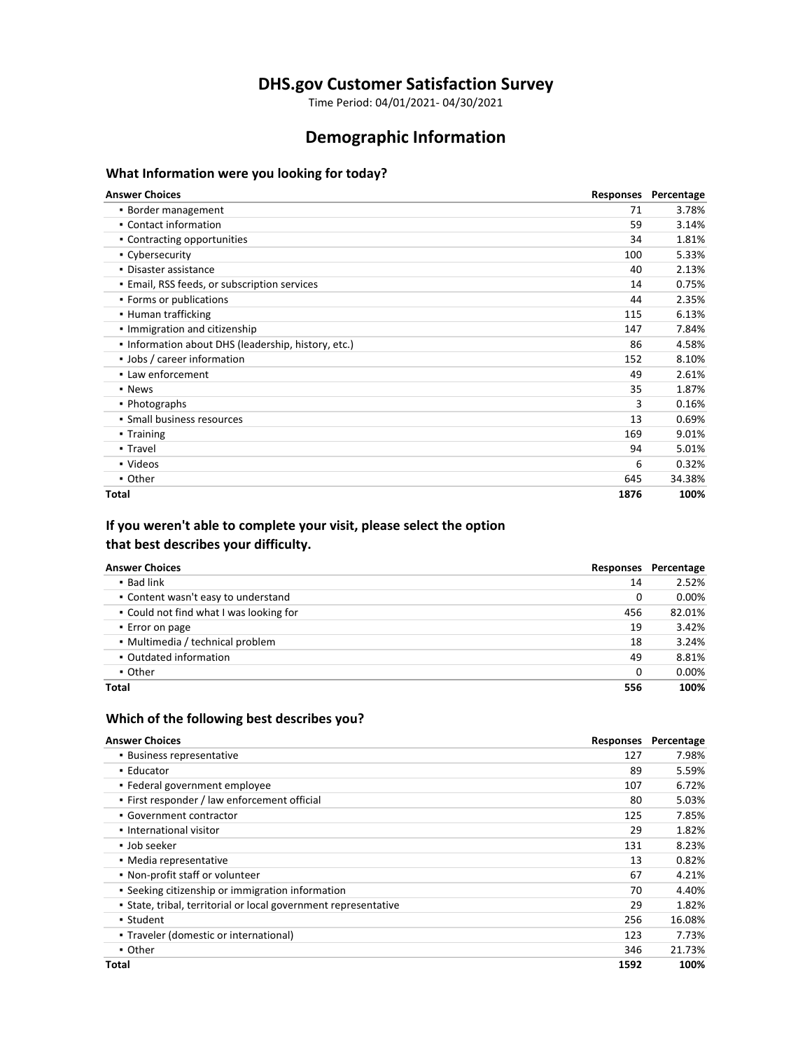# DHS.gov Customer Satisfaction Survey

Time Period: 04/01/2021- 04/30/2021

## Demographic Information

### What Information were you looking for today?

| Answer Choices | Responses | Percentage |
|---|---|---|
| ▪ Border management | 71 | 3.78% |
| ▪ Contact information | 59 | 3.14% |
| ▪ Contracting opportunities | 34 | 1.81% |
| ▪ Cybersecurity | 100 | 5.33% |
| ▪ Disaster assistance | 40 | 2.13% |
| ▪ Email, RSS feeds, or subscription services | 14 | 0.75% |
| ▪ Forms or publications | 44 | 2.35% |
| ▪ Human trafficking | 115 | 6.13% |
| ▪ Immigration and citizenship | 147 | 7.84% |
| ▪ Information about DHS (leadership, history, etc.) | 86 | 4.58% |
| ▪ Jobs / career information | 152 | 8.10% |
| ▪ Law enforcement | 49 | 2.61% |
| ▪ News | 35 | 1.87% |
| ▪ Photographs | 3 | 0.16% |
| ▪ Small business resources | 13 | 0.69% |
| ▪ Training | 169 | 9.01% |
| ▪ Travel | 94 | 5.01% |
| ▪ Videos | 6 | 0.32% |
| ▪ Other | 645 | 34.38% |
| **Total** | **1876** | **100%** |

### If you weren't able to complete your visit, please select the option that best describes your difficulty.

| Answer Choices | Responses | Percentage |
|---|---|---|
| ▪ Bad link | 14 | 2.52% |
| ▪ Content wasn't easy to understand | 0 | 0.00% |
| ▪ Could not find what I was looking for | 456 | 82.01% |
| ▪ Error on page | 19 | 3.42% |
| ▪ Multimedia / technical problem | 18 | 3.24% |
| ▪ Outdated information | 49 | 8.81% |
| ▪ Other | 0 | 0.00% |
| **Total** | **556** | **100%** |

### Which of the following best describes you?

| Answer Choices | Responses | Percentage |
|---|---|---|
| ▪ Business representative | 127 | 7.98% |
| ▪ Educator | 89 | 5.59% |
| ▪ Federal government employee | 107 | 6.72% |
| ▪ First responder / law enforcement official | 80 | 5.03% |
| ▪ Government contractor | 125 | 7.85% |
| ▪ International visitor | 29 | 1.82% |
| ▪ Job seeker | 131 | 8.23% |
| ▪ Media representative | 13 | 0.82% |
| ▪ Non-profit staff or volunteer | 67 | 4.21% |
| ▪ Seeking citizenship or immigration information | 70 | 4.40% |
| ▪ State, tribal, territorial or local government representative | 29 | 1.82% |
| ▪ Student | 256 | 16.08% |
| ▪ Traveler (domestic or international) | 123 | 7.73% |
| ▪ Other | 346 | 21.73% |
| **Total** | **1592** | **100%** |